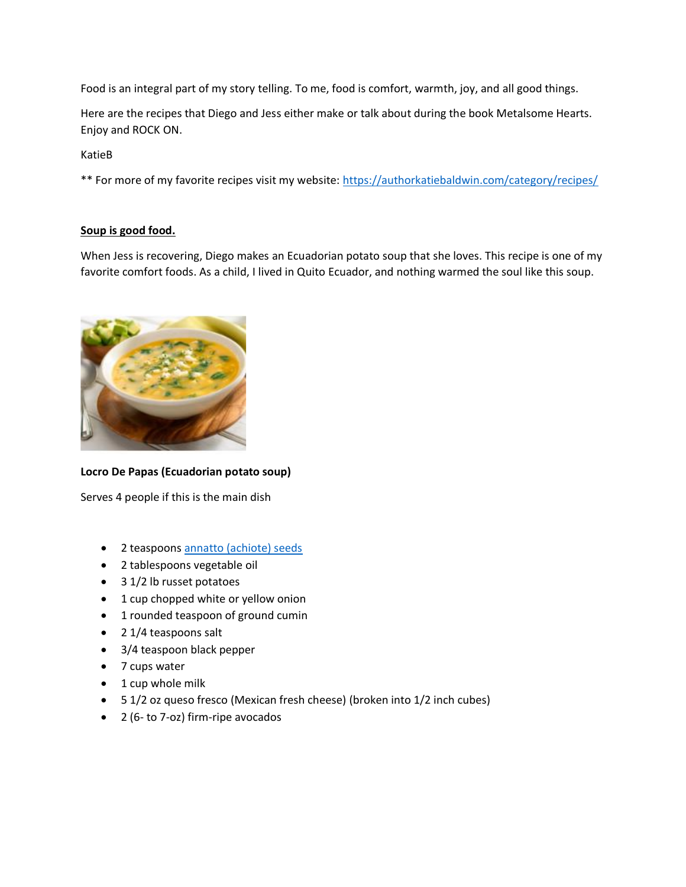Food is an integral part of my story telling. To me, food is comfort, warmth, joy, and all good things.

Here are the recipes that Diego and Jess either make or talk about during the book Metalsome Hearts. Enjoy and ROCK ON.

KatieB

** For more of my favorite recipes visit my website: [https://authorkatiebaldwin.com/category/recipes/](https://authorkatiebaldwin.com/category/recipes/)

## **Soup is good food.**

When Jess is recovering, Diego makes an Ecuadorian potato soup that she loves. This recipe is one of my favorite comfort foods. As a child, I lived in Quito Ecuador, and nothing warmed the soul like this soup.

### **Locro De Papas (Ecuadorian potato soup)**

Serves 4 people if this is the main dish

- 2 teaspoons annatto (achiote) seeds
- 2 tablespoons vegetable oil
- 3 1/2 lb russet potatoes
- 1 cup chopped white or yellow onion
- 1 rounded teaspoon of ground cumin
- 2 1/4 teaspoons salt
- 3/4 teaspoon black pepper
- 7 cups water
- 1 cup whole milk
- 5 1/2 oz queso fresco (Mexican fresh cheese) (broken into 1/2 inch cubes)
- 2 (6- to 7-oz) firm-ripe avocados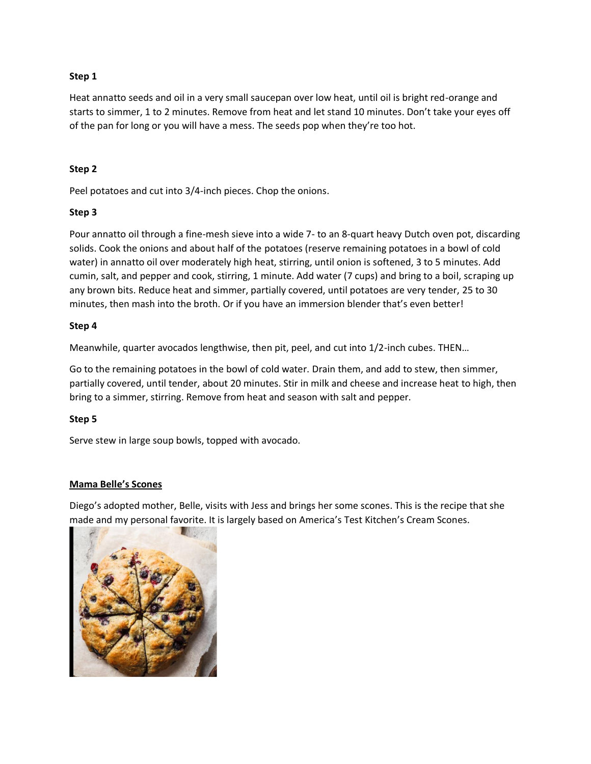**Step 1**

Heat annatto seeds and oil in a very small saucepan over low heat, until oil is bright red-orange and starts to simmer, 1 to 2 minutes. Remove from heat and let stand 10 minutes. Don't take your eyes off of the pan for long or you will have a mess. The seeds pop when they're too hot.

**Step 2**

Peel potatoes and cut into 3/4-inch pieces. Chop the onions.

**Step 3**

Pour annatto oil through a fine-mesh sieve into a wide 7- to an 8-quart heavy Dutch oven pot, discarding solids. Cook the onions and about half of the potatoes (reserve remaining potatoes in a bowl of cold water) in annatto oil over moderately high heat, stirring, until onion is softened, 3 to 5 minutes. Add cumin, salt, and pepper and cook, stirring, 1 minute. Add water (7 cups) and bring to a boil, scraping up any brown bits. Reduce heat and simmer, partially covered, until potatoes are very tender, 25 to 30 minutes, then mash into the broth. Or if you have an immersion blender that's even better!

**Step 4**

Meanwhile, quarter avocados lengthwise, then pit, peel, and cut into 1/2-inch cubes. THEN…

Go to the remaining potatoes in the bowl of cold water. Drain them, and add to stew, then simmer, partially covered, until tender, about 20 minutes. Stir in milk and cheese and increase heat to high, then bring to a simmer, stirring. Remove from heat and season with salt and pepper.

**Step 5**

Serve stew in large soup bowls, topped with avocado.

## Mama Belle's Scones

Diego's adopted mother, Belle, visits with Jess and brings her some scones. This is the recipe that she made and my personal favorite. It is largely based on America's Test Kitchen's Cream Scones.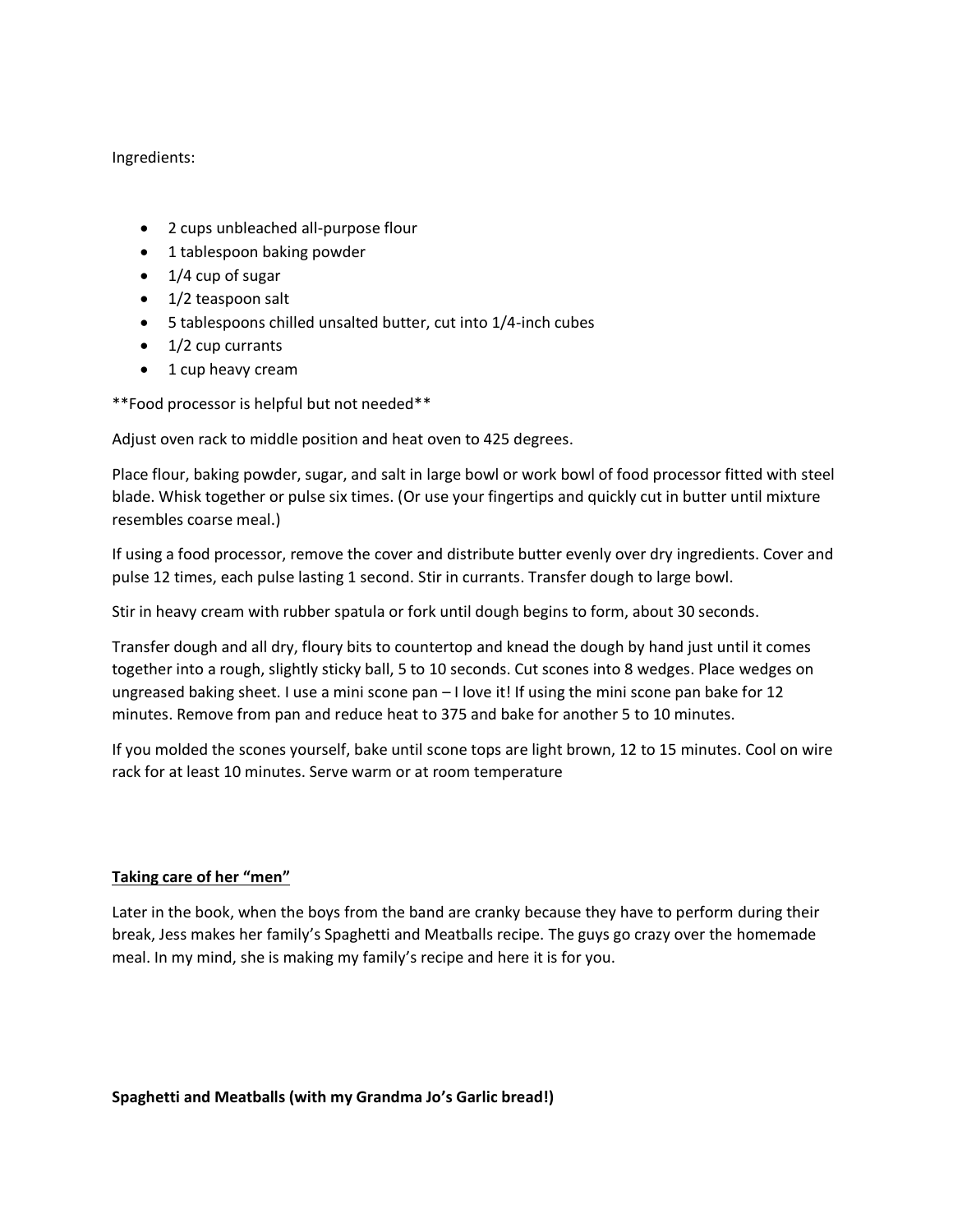Ingredients:

- 2 cups unbleached all-purpose flour
- 1 tablespoon baking powder
- 1/4 cup of sugar
- 1/2 teaspoon salt
- 5 tablespoons chilled unsalted butter, cut into 1/4-inch cubes
- 1/2 cup currants
- 1 cup heavy cream

**Food processor is helpful but not needed**

Adjust oven rack to middle position and heat oven to 425 degrees.

Place flour, baking powder, sugar, and salt in large bowl or work bowl of food processor fitted with steel blade. Whisk together or pulse six times. (Or use your fingertips and quickly cut in butter until mixture resembles coarse meal.)

If using a food processor, remove the cover and distribute butter evenly over dry ingredients. Cover and pulse 12 times, each pulse lasting 1 second. Stir in currants. Transfer dough to large bowl.

Stir in heavy cream with rubber spatula or fork until dough begins to form, about 30 seconds.

Transfer dough and all dry, floury bits to countertop and knead the dough by hand just until it comes together into a rough, slightly sticky ball, 5 to 10 seconds. Cut scones into 8 wedges. Place wedges on ungreased baking sheet. I use a mini scone pan – I love it! If using the mini scone pan bake for 12 minutes. Remove from pan and reduce heat to 375 and bake for another 5 to 10 minutes.

If you molded the scones yourself, bake until scone tops are light brown, 12 to 15 minutes. Cool on wire rack for at least 10 minutes. Serve warm or at room temperature

**<u>Taking care of her "men"</u>**

Later in the book, when the boys from the band are cranky because they have to perform during their break, Jess makes her family's Spaghetti and Meatballs recipe. The guys go crazy over the homemade meal. In my mind, she is making my family's recipe and here it is for you.

**Spaghetti and Meatballs (with my Grandma Jo's Garlic bread!)**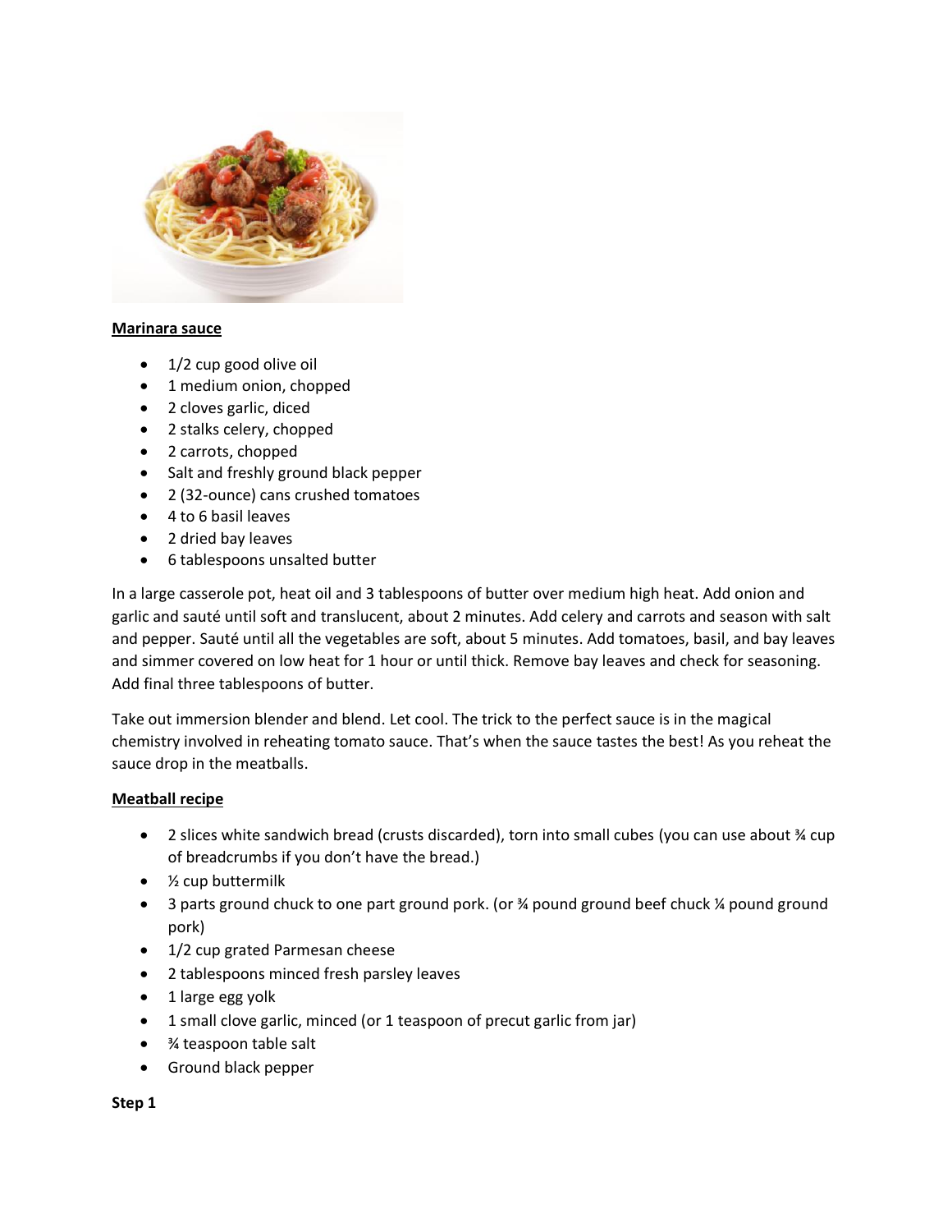**Marinara sauce**

- 1/2 cup good olive oil
- 1 medium onion, chopped
- 2 cloves garlic, diced
- 2 stalks celery, chopped
- 2 carrots, chopped
- Salt and freshly ground black pepper
- 2 (32-ounce) cans crushed tomatoes
- 4 to 6 basil leaves
- 2 dried bay leaves
- 6 tablespoons unsalted butter

In a large casserole pot, heat oil and 3 tablespoons of butter over medium high heat. Add onion and garlic and sauté until soft and translucent, about 2 minutes. Add celery and carrots and season with salt and pepper. Sauté until all the vegetables are soft, about 5 minutes. Add tomatoes, basil, and bay leaves and simmer covered on low heat for 1 hour or until thick. Remove bay leaves and check for seasoning. Add final three tablespoons of butter.

Take out immersion blender and blend. Let cool. The trick to the perfect sauce is in the magical chemistry involved in reheating tomato sauce. That's when the sauce tastes the best! As you reheat the sauce drop in the meatballs.

**Meatball recipe**

- 2 slices white sandwich bread (crusts discarded), torn into small cubes (you can use about ¾ cup of breadcrumbs if you don't have the bread.)
- ½ cup buttermilk
- 3 parts ground chuck to one part ground pork. (or ¾ pound ground beef chuck ¼ pound ground pork)
- 1/2 cup grated Parmesan cheese
- 2 tablespoons minced fresh parsley leaves
- 1 large egg yolk
- 1 small clove garlic, minced (or 1 teaspoon of precut garlic from jar)
- ¾ teaspoon table salt
- Ground black pepper

**Step 1**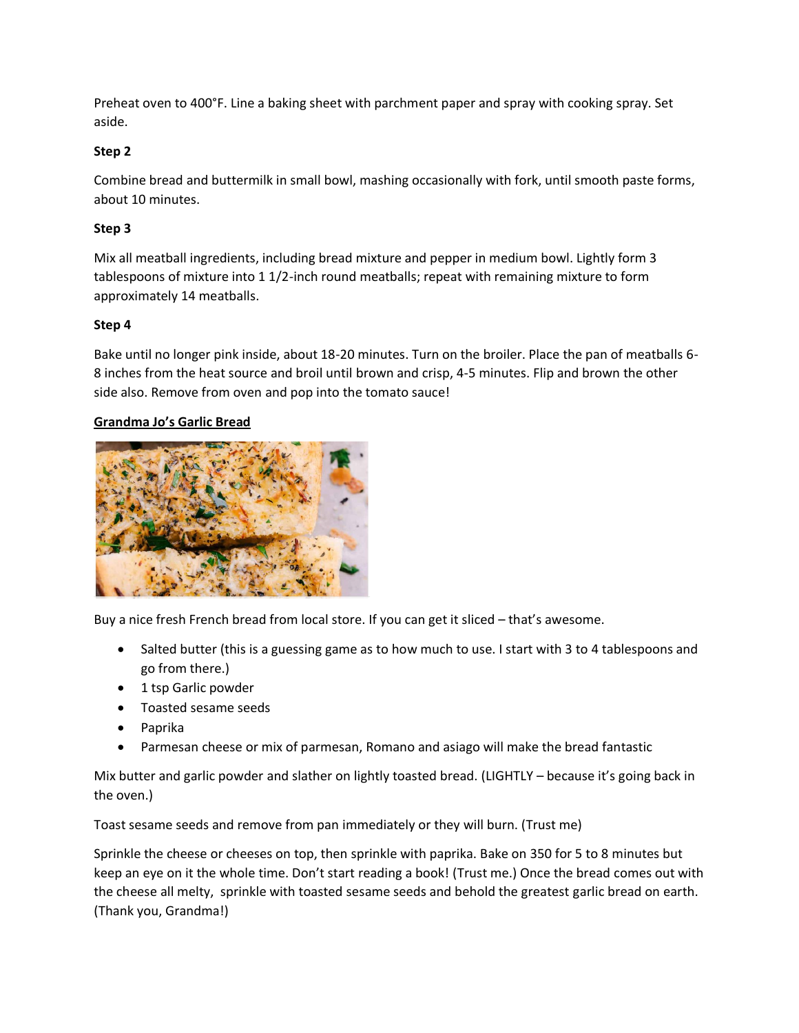Preheat oven to 400°F. Line a baking sheet with parchment paper and spray with cooking spray. Set aside.

**Step 2**

Combine bread and buttermilk in small bowl, mashing occasionally with fork, until smooth paste forms, about 10 minutes.

**Step 3**

Mix all meatball ingredients, including bread mixture and pepper in medium bowl. Lightly form 3 tablespoons of mixture into 1 1/2-inch round meatballs; repeat with remaining mixture to form approximately 14 meatballs.

**Step 4**

Bake until no longer pink inside, about 18-20 minutes. Turn on the broiler. Place the pan of meatballs 6-8 inches from the heat source and broil until brown and crisp, 4-5 minutes. Flip and brown the other side also. Remove from oven and pop into the tomato sauce!

**Grandma Jo's Garlic Bread**

Buy a nice fresh French bread from local store. If you can get it sliced – that's awesome.

- Salted butter (this is a guessing game as to how much to use. I start with 3 to 4 tablespoons and go from there.)
- 1 tsp Garlic powder
- Toasted sesame seeds
- Paprika
- Parmesan cheese or mix of parmesan, Romano and asiago will make the bread fantastic

Mix butter and garlic powder and slather on lightly toasted bread. (LIGHTLY – because it's going back in the oven.)

Toast sesame seeds and remove from pan immediately or they will burn. (Trust me)

Sprinkle the cheese or cheeses on top, then sprinkle with paprika. Bake on 350 for 5 to 8 minutes but keep an eye on it the whole time. Don't start reading a book! (Trust me.) Once the bread comes out with the cheese all melty, sprinkle with toasted sesame seeds and behold the greatest garlic bread on earth. (Thank you, Grandma!)